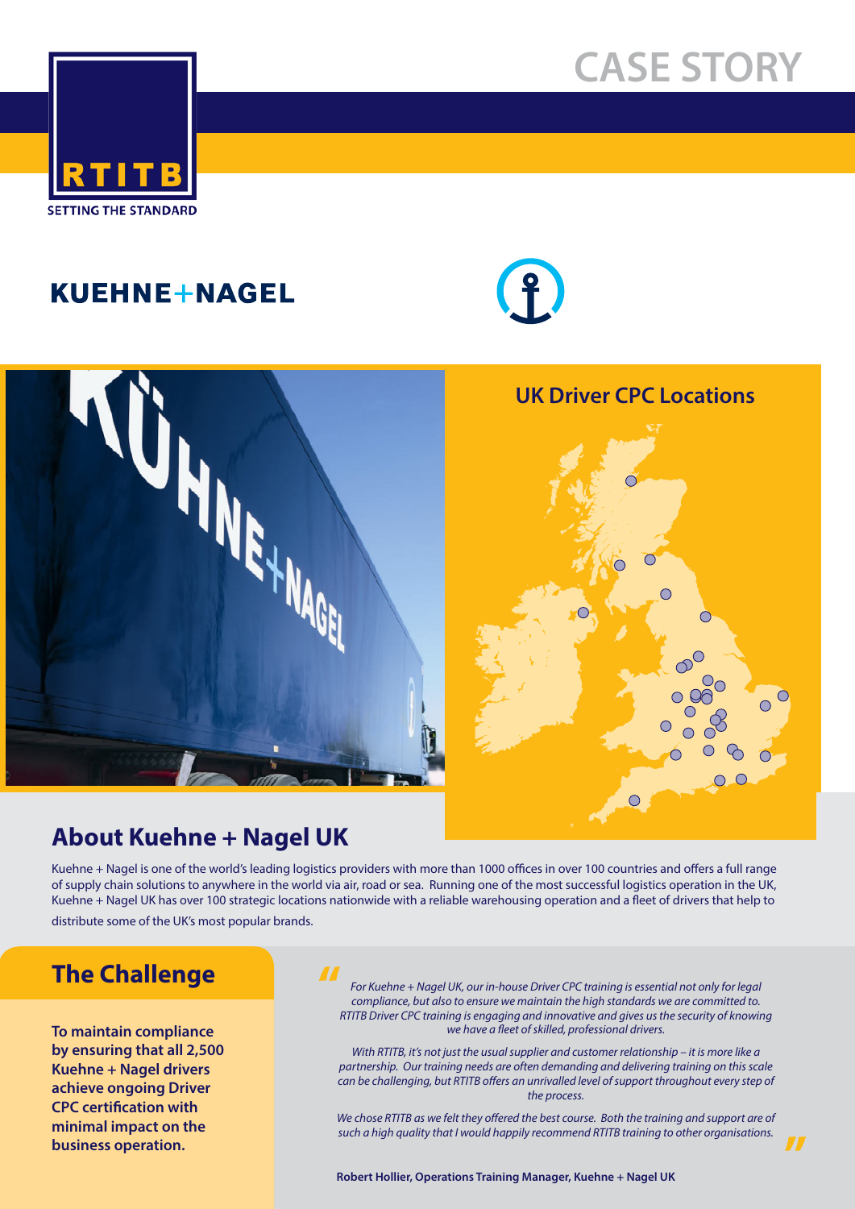# CASE STORY

RTITB
SETTING THE STANDARD

KUEHNE+NAGEL

## UK Driver CPC Locations

## About Kuehne + Nagel UK

Kuehne + Nagel is one of the world's leading logistics providers with more than 1000 offices in over 100 countries and offers a full range of supply chain solutions to anywhere in the world via air, road or sea. Running one of the most successful logistics operation in the UK, Kuehne + Nagel UK has over 100 strategic locations nationwide with a reliable warehousing operation and a fleet of drivers that help to distribute some of the UK's most popular brands.

## The Challenge

**To maintain compliance by ensuring that all 2,500 Kuehne + Nagel drivers achieve ongoing Driver CPC certification with minimal impact on the business operation.**

*"For Kuehne + Nagel UK, our in-house Driver CPC training is essential not only for legal compliance, but also to ensure we maintain the high standards we are committed to. RTITB Driver CPC training is engaging and innovative and gives us the security of knowing we have a fleet of skilled, professional drivers.*

*With RTITB, it's not just the usual supplier and customer relationship – it is more like a partnership. Our training needs are often demanding and delivering training on this scale can be challenging, but RTITB offers an unrivalled level of support throughout every step of the process.*

*We chose RTITB as we felt they offered the best course. Both the training and support are of such a high quality that I would happily recommend RTITB training to other organisations."*

**Robert Hollier, Operations Training Manager, Kuehne + Nagel UK**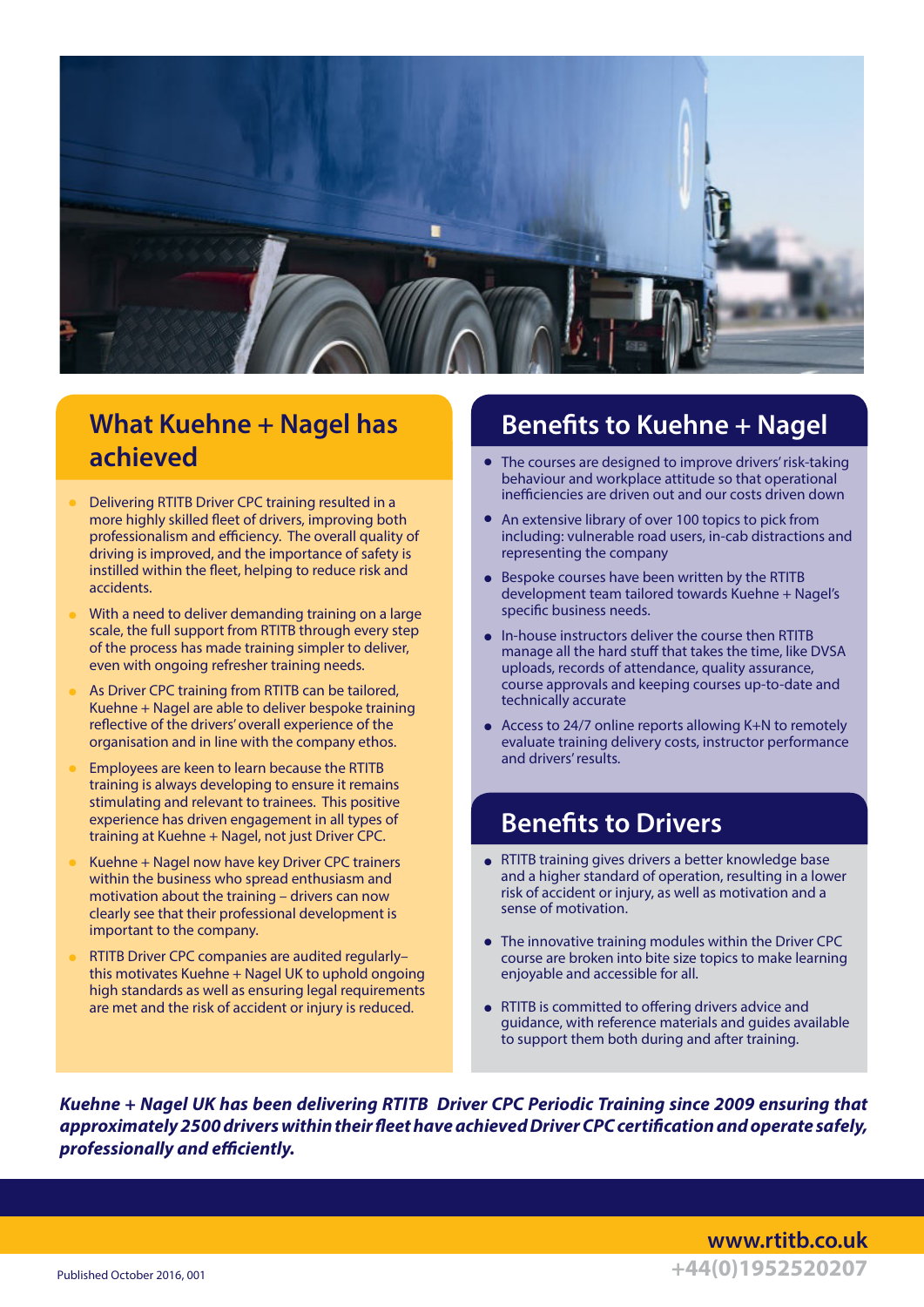## What Kuehne + Nagel has achieved

- Delivering RTITB Driver CPC training resulted in a more highly skilled fleet of drivers, improving both professionalism and efficiency. The overall quality of driving is improved, and the importance of safety is instilled within the fleet, helping to reduce risk and accidents.
- With a need to deliver demanding training on a large scale, the full support from RTITB through every step of the process has made training simpler to deliver, even with ongoing refresher training needs.
- As Driver CPC training from RTITB can be tailored, Kuehne + Nagel are able to deliver bespoke training reflective of the drivers' overall experience of the organisation and in line with the company ethos.
- Employees are keen to learn because the RTITB training is always developing to ensure it remains stimulating and relevant to trainees. This positive experience has driven engagement in all types of training at Kuehne + Nagel, not just Driver CPC.
- Kuehne + Nagel now have key Driver CPC trainers within the business who spread enthusiasm and motivation about the training – drivers can now clearly see that their professional development is important to the company.
- RTITB Driver CPC companies are audited regularly– this motivates Kuehne + Nagel UK to uphold ongoing high standards as well as ensuring legal requirements are met and the risk of accident or injury is reduced.

## Benefits to Kuehne + Nagel

- The courses are designed to improve drivers' risk-taking behaviour and workplace attitude so that operational inefficiencies are driven out and our costs driven down
- An extensive library of over 100 topics to pick from including: vulnerable road users, in-cab distractions and representing the company
- Bespoke courses have been written by the RTITB development team tailored towards Kuehne + Nagel's specific business needs.
- In-house instructors deliver the course then RTITB manage all the hard stuff that takes the time, like DVSA uploads, records of attendance, quality assurance, course approvals and keeping courses up-to-date and technically accurate
- Access to 24/7 online reports allowing K+N to remotely evaluate training delivery costs, instructor performance and drivers' results.

## Benefits to Drivers

- RTITB training gives drivers a better knowledge base and a higher standard of operation, resulting in a lower risk of accident or injury, as well as motivation and a sense of motivation.
- The innovative training modules within the Driver CPC course are broken into bite size topics to make learning enjoyable and accessible for all.
- RTITB is committed to offering drivers advice and guidance, with reference materials and guides available to support them both during and after training.

***Kuehne + Nagel UK has been delivering RTITB Driver CPC Periodic Training since 2009 ensuring that approximately 2500 drivers within their fleet have achieved Driver CPC certification and operate safely, professionally and efficiently.***

**www.rtitb.co.uk**
**+44(0)1952520207**

Published October 2016, 001